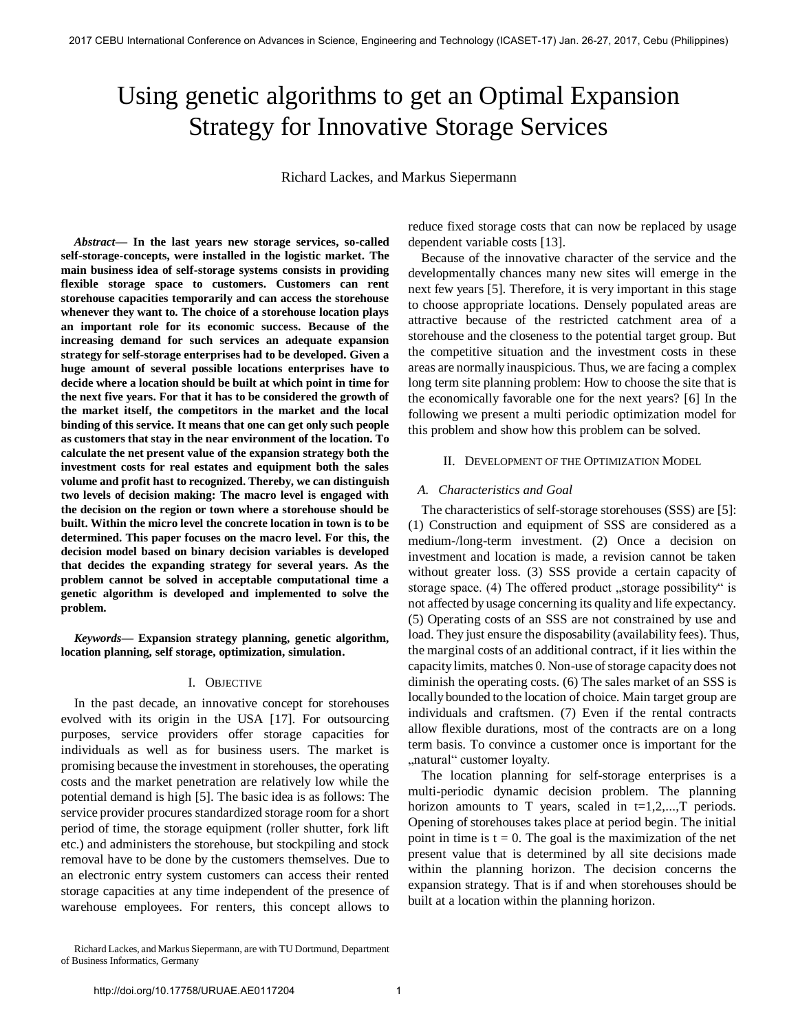# Using genetic algorithms to get an Optimal Expansion Strategy for Innovative Storage Services

Richard Lackes, and Markus Siepermann

***Abstract*— In the last years new storage services, so-called self-storage-concepts, were installed in the logistic market. The main business idea of self-storage systems consists in providing flexible storage space to customers. Customers can rent storehouse capacities temporarily and can access the storehouse whenever they want to. The choice of a storehouse location plays an important role for its economic success. Because of the increasing demand for such services an adequate expansion strategy for self-storage enterprises had to be developed. Given a huge amount of several possible locations enterprises have to decide where a location should be built at which point in time for the next five years. For that it has to be considered the growth of the market itself, the competitors in the market and the local binding of this service. It means that one can get only such people as customers that stay in the near environment of the location. To calculate the net present value of the expansion strategy both the investment costs for real estates and equipment both the sales volume and profit hast to recognized. Thereby, we can distinguish two levels of decision making: The macro level is engaged with the decision on the region or town where a storehouse should be built. Within the micro level the concrete location in town is to be determined. This paper focuses on the macro level. For this, the decision model based on binary decision variables is developed that decides the expanding strategy for several years. As the problem cannot be solved in acceptable computational time a genetic algorithm is developed and implemented to solve the problem.**

***Keywords*— Expansion strategy planning, genetic algorithm, location planning, self storage, optimization, simulation.**

## I. Objective

In the past decade, an innovative concept for storehouses evolved with its origin in the USA [17]. For outsourcing purposes, service providers offer storage capacities for individuals as well as for business users. The market is promising because the investment in storehouses, the operating costs and the market penetration are relatively low while the potential demand is high [5]. The basic idea is as follows: The service provider procures standardized storage room for a short period of time, the storage equipment (roller shutter, fork lift etc.) and administers the storehouse, but stockpiling and stock removal have to be done by the customers themselves. Due to an electronic entry system customers can access their rented storage capacities at any time independent of the presence of warehouse employees. For renters, this concept allows to reduce fixed storage costs that can now be replaced by usage dependent variable costs [13].

Because of the innovative character of the service and the developmentally chances many new sites will emerge in the next few years [5]. Therefore, it is very important in this stage to choose appropriate locations. Densely populated areas are attractive because of the restricted catchment area of a storehouse and the closeness to the potential target group. But the competitive situation and the investment costs in these areas are normally inauspicious. Thus, we are facing a complex long term site planning problem: How to choose the site that is the economically favorable one for the next years? [6] In the following we present a multi periodic optimization model for this problem and show how this problem can be solved.

## II. Development of the Optimization Model

### A. Characteristics and Goal

The characteristics of self-storage storehouses (SSS) are [5]: (1) Construction and equipment of SSS are considered as a medium-/long-term investment. (2) Once a decision on investment and location is made, a revision cannot be taken without greater loss. (3) SSS provide a certain capacity of storage space. (4) The offered product „storage possibility“ is not affected by usage concerning its quality and life expectancy. (5) Operating costs of an SSS are not constrained by use and load. They just ensure the disposability (availability fees). Thus, the marginal costs of an additional contract, if it lies within the capacity limits, matches 0. Non-use of storage capacity does not diminish the operating costs. (6) The sales market of an SSS is locally bounded to the location of choice. Main target group are individuals and craftsmen. (7) Even if the rental contracts allow flexible durations, most of the contracts are on a long term basis. To convince a customer once is important for the „natural“ customer loyalty.

The location planning for self-storage enterprises is a multi-periodic dynamic decision problem. The planning horizon amounts to T years, scaled in $t=1,2,...,T$ periods. Opening of storehouses takes place at period begin. The initial point in time is $t = 0$. The goal is the maximization of the net present value that is determined by all site decisions made within the planning horizon. The decision concerns the expansion strategy. That is if and when storehouses should be built at a location within the planning horizon.

Richard Lackes, and Markus Siepermann, are with TU Dortmund, Department of Business Informatics, Germany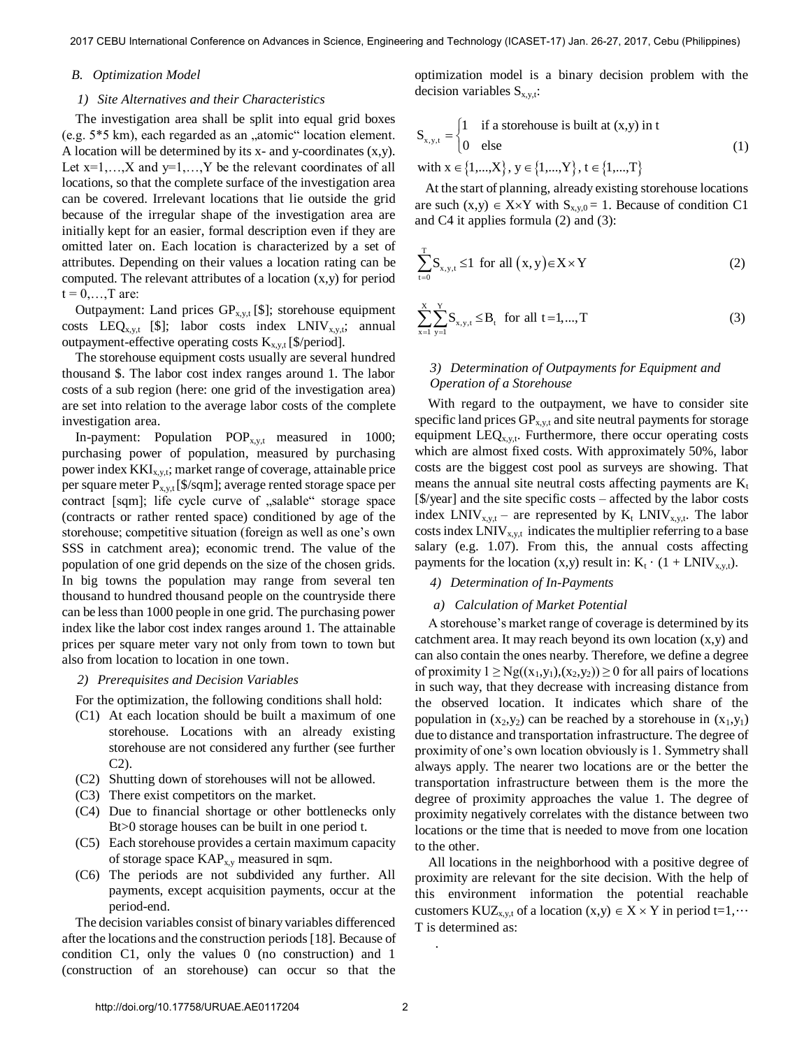### B. *Optimization Model*

#### 1) *Site Alternatives and their Characteristics*

The investigation area shall be split into equal grid boxes (e.g. 5*5 km), each regarded as an „atomic" location element. A location will be determined by its x- and y-coordinates (x,y). Let x=1,…,X and y=1,…,Y be the relevant coordinates of all locations, so that the complete surface of the investigation area can be covered. Irrelevant locations that lie outside the grid because of the irregular shape of the investigation area are initially kept for an easier, formal description even if they are omitted later on. Each location is characterized by a set of attributes. Depending on their values a location rating can be computed. The relevant attributes of a location (x,y) for period t = 0,…,T are:

Outpayment: Land prices $GP_{x,y,t}$ [$]; storehouse equipment costs $LEQ_{x,y,t}$ [$]; labor costs index $LNIV_{x,y,t}$; annual outpayment-effective operating costs $K_{x,y,t}$ [$/period].

The storehouse equipment costs usually are several hundred thousand $. The labor cost index ranges around 1. The labor costs of a sub region (here: one grid of the investigation area) are set into relation to the average labor costs of the complete investigation area.

In-payment: Population $POP_{x,y,t}$ measured in 1000; purchasing power of population, measured by purchasing power index $KKI_{x,y,t}$; market range of coverage, attainable price per square meter $P_{x,y,t}$ [$/sqm]; average rented storage space per contract [sqm]; life cycle curve of „salable" storage space (contracts or rather rented space) conditioned by age of the storehouse; competitive situation (foreign as well as one's own SSS in catchment area); economic trend. The value of the population of one grid depends on the size of the chosen grids. In big towns the population may range from several ten thousand to hundred thousand people on the countryside there can be less than 1000 people in one grid. The purchasing power index like the labor cost index ranges around 1. The attainable prices per square meter vary not only from town to town but also from location to location in one town.

#### 2) *Prerequisites and Decision Variables*

For the optimization, the following conditions shall hold:

- (C1) At each location should be built a maximum of one storehouse. Locations with an already existing storehouse are not considered any further (see further C2).
- (C2) Shutting down of storehouses will not be allowed.
- (C3) There exist competitors on the market.
- (C4) Due to financial shortage or other bottlenecks only Bt>0 storage houses can be built in one period t.
- (C5) Each storehouse provides a certain maximum capacity of storage space $KAP_{x,y}$ measured in sqm.
- (C6) The periods are not subdivided any further. All payments, except acquisition payments, occur at the period-end.

The decision variables consist of binary variables differenced after the locations and the construction periods [18]. Because of condition C1, only the values 0 (no construction) and 1 (construction of an storehouse) can occur so that the optimization model is a binary decision problem with the decision variables $S_{x,y,t}$:

$$S_{x,y,t} = \begin{cases} 1 & \text{if a storehouse is built at (x,y) in t} \\ 0 & \text{else} \end{cases} \quad (1)$$

$$\text{with } x \in \{1,...,X\},\ y \in \{1,...,Y\},\ t \in \{1,...,T\}$$

At the start of planning, already existing storehouse locations are such $(x,y) \in X \times Y$ with $S_{x,y,0} = 1$. Because of condition C1 and C4 it applies formula (2) and (3):

$$\sum_{t=0}^{T} S_{x,y,t} \leq 1 \text{ for all } (x,y) \in X \times Y \quad (2)$$

$$\sum_{x=1}^{X} \sum_{y=1}^{Y} S_{x,y,t} \leq B_t \text{ for all } t = 1,...,T \quad (3)$$

#### 3) *Determination of Outpayments for Equipment and Operation of a Storehouse*

With regard to the outpayment, we have to consider site specific land prices $GP_{x,y,t}$ and site neutral payments for storage equipment $LEQ_{x,y,t}$. Furthermore, there occur operating costs which are almost fixed costs. With approximately 50%, labor costs are the biggest cost pool as surveys are showing. That means the annual site neutral costs affecting payments are $K_t$ [$/year] and the site specific costs – affected by the labor costs index $LNIV_{x,y,t}$ – are represented by $K_t$ $LNIV_{x,y,t}$. The labor costs index $LNIV_{x,y,t}$ indicates the multiplier referring to a base salary (e.g. 1.07). From this, the annual costs affecting payments for the location (x,y) result in: $K_t \cdot (1 + LNIV_{x,y,t})$.

#### 4) *Determination of In-Payments*

##### a) *Calculation of Market Potential*

A storehouse's market range of coverage is determined by its catchment area. It may reach beyond its own location (x,y) and can also contain the ones nearby. Therefore, we define a degree of proximity $1 \geq Ng((x_1,y_1),(x_2,y_2)) \geq 0$ for all pairs of locations in such way, that they decrease with increasing distance from the observed location. It indicates which share of the population in $(x_2,y_2)$ can be reached by a storehouse in $(x_1,y_1)$ due to distance and transportation infrastructure. The degree of proximity of one's own location obviously is 1. Symmetry shall always apply. The nearer two locations are or the better the transportation infrastructure between them is the more the degree of proximity approaches the value 1. The degree of proximity negatively correlates with the distance between two locations or the time that is needed to move from one location to the other.

All locations in the neighborhood with a positive degree of proximity are relevant for the site decision. With the help of this environment information the potential reachable customers $KUZ_{x,y,t}$ of a location $(x,y) \in X \times Y$ in period t=1,⋯ T is determined as:

.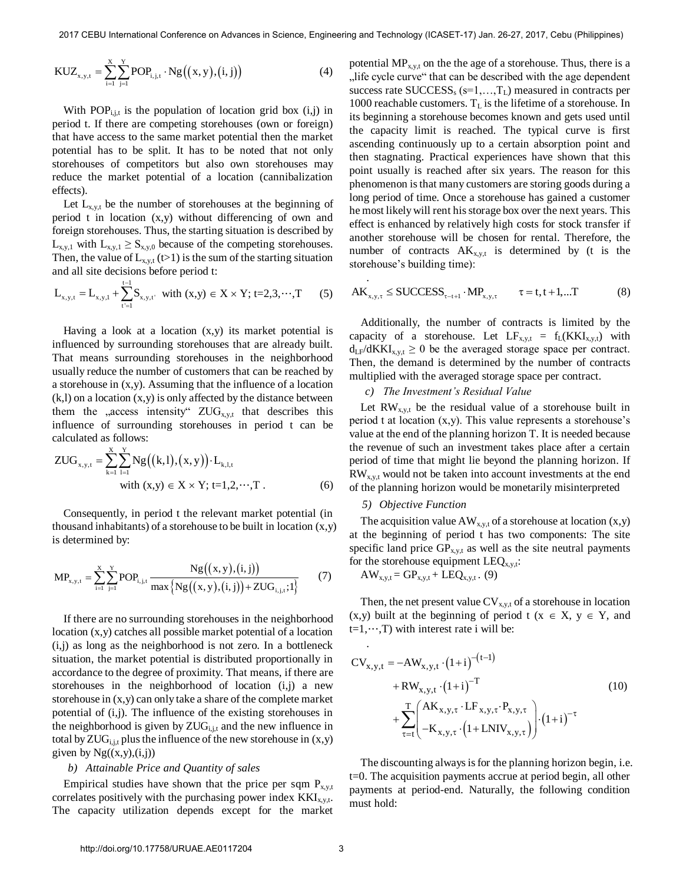$$\mathrm{KUZ}_{x,y,t}=\sum_{i=1}^{X}\sum_{j=1}^{Y}\mathrm{POP}_{i,j,t}\cdot \mathrm{Ng}\left((x,y),(i,j)\right) \tag{4}$$

With $\mathrm{POP}_{i,j,t}$ is the population of location grid box (i,j) in period t. If there are competing storehouses (own or foreign) that have access to the same market potential then the market potential has to be split. It has to be noted that not only storehouses of competitors but also own storehouses may reduce the market potential of a location (cannibalization effects).

Let $L_{x,y,t}$ be the number of storehouses at the beginning of period t in location (x,y) without differencing of own and foreign storehouses. Thus, the starting situation is described by $L_{x,y,1}$ with $L_{x,y,1} \geq S_{x,y,0}$ because of the competing storehouses. Then, the value of $L_{x,y,t}$ (t>1) is the sum of the starting situation and all site decisions before period t:

$$L_{x,y,t}=L_{x,y,1}+\sum_{t'=1}^{t-1}S_{x,y,t'} \quad \text{with } (x,y)\in X\times Y;\ t=2,3,\cdots,T \tag{5}$$

Having a look at a location (x,y) its market potential is influenced by surrounding storehouses that are already built. That means surrounding storehouses in the neighborhood usually reduce the number of customers that can be reached by a storehouse in (x,y). Assuming that the influence of a location (k,l) on a location (x,y) is only affected by the distance between them the „access intensity" $\mathrm{ZUG}_{x,y,t}$ that describes this influence of surrounding storehouses in period t can be calculated as follows:

$$\mathrm{ZUG}_{x,y,t}=\sum_{k=1}^{X}\sum_{l=1}^{Y}\mathrm{Ng}\left((k,l),(x,y)\right)\cdot L_{k,l,t} \quad \text{with } (x,y)\in X\times Y;\ t=1,2,\cdots,T\ . \tag{6}$$

Consequently, in period t the relevant market potential (in thousand inhabitants) of a storehouse to be built in location (x,y) is determined by:

$$\mathrm{MP}_{x,y,t}=\sum_{i=1}^{X}\sum_{j=1}^{Y}\mathrm{POP}_{i,j,t}\frac{\mathrm{Ng}\left((x,y),(i,j)\right)}{\max\left\{\mathrm{Ng}\left((x,y),(i,j)\right)+\mathrm{ZUG}_{i,j,t};1\right\}} \tag{7}$$

If there are no surrounding storehouses in the neighborhood location (x,y) catches all possible market potential of a location (i,j) as long as the neighborhood is not zero. In a bottleneck situation, the market potential is distributed proportionally in accordance to the degree of proximity. That means, if there are storehouses in the neighborhood of location (i,j) a new storehouse in (x,y) can only take a share of the complete market potential of (i,j). The influence of the existing storehouses in the neighborhood is given by $\mathrm{ZUG}_{i,j,t}$ and the new influence in total by $\mathrm{ZUG}_{i,j,t}$ plus the influence of the new storehouse in (x,y) given by Ng((x,y),(i,j))

*b) Attainable Price and Quantity of sales*

Empirical studies have shown that the price per sqm $P_{x,y,t}$ correlates positively with the purchasing power index $\mathrm{KKI}_{x,y,t}$. The capacity utilization depends except for the market potential $\mathrm{MP}_{x,y,t}$ on the the age of a storehouse. Thus, there is a „life cycle curve" that can be described with the age dependent success rate $\mathrm{SUCCESS}_s$ ($s=1,\ldots,T_L$) measured in contracts per 1000 reachable customers. $T_L$ is the lifetime of a storehouse. In its beginning a storehouse becomes known and gets used until the capacity limit is reached. The typical curve is first ascending continuously up to a certain absorption point and then stagnating. Practical experiences have shown that this point usually is reached after six years. The reason for this phenomenon is that many customers are storing goods during a long period of time. Once a storehouse has gained a customer he most likely will rent his storage box over the next years. This effect is enhanced by relatively high costs for stock transfer if another storehouse will be chosen for rental. Therefore, the number of contracts $\mathrm{AK}_{x,y,t}$ is determined by (t is the storehouse's building time):

$$\mathrm{AK}_{x,y,\tau}\leq \mathrm{SUCCESS}_{\tau-t+1}\cdot \mathrm{MP}_{x,y,\tau} \qquad \tau=t,t+1,\ldots T \tag{8}$$

Additionally, the number of contracts is limited by the capacity of a storehouse. Let $\mathrm{LF}_{x,y,t} = f_L(\mathrm{KKI}_{x,y,t})$ with $d_{LF}/d\mathrm{KKI}_{x,y,t} \geq 0$ be the averaged storage space per contract. Then, the demand is determined by the number of contracts multiplied with the averaged storage space per contract.

*c) The Investment's Residual Value*

Let $\mathrm{RW}_{x,y,t}$ be the residual value of a storehouse built in period t at location (x,y). This value represents a storehouse's value at the end of the planning horizon T. It is needed because the revenue of such an investment takes place after a certain period of time that might lie beyond the planning horizon. If $\mathrm{RW}_{x,y,t}$ would not be taken into account investments at the end of the planning horizon would be monetarily misinterpreted

*5) Objective Function*

The acquisition value $\mathrm{AW}_{x,y,t}$ of a storehouse at location (x,y) at the beginning of period t has two components: The site specific land price $\mathrm{GP}_{x,y,t}$ as well as the site neutral payments for the storehouse equipment $\mathrm{LEQ}_{x,y,t}$:

$\mathrm{AW}_{x,y,t} = \mathrm{GP}_{x,y,t} + \mathrm{LEQ}_{x,y,t}$. (9)

Then, the net present value $\mathrm{CV}_{x,y,t}$ of a storehouse in location (x,y) built at the beginning of period t ($x \in X$, $y \in Y$, and $t=1,\cdots,T$) with interest rate i will be:

$$\begin{aligned}\mathrm{CV}_{x,y,t} = &-\mathrm{AW}_{x,y,t}\cdot(1+i)^{-(t-1)}\\ &+\mathrm{RW}_{x,y,t}\cdot(1+i)^{-T}\\ &+\sum_{\tau=t}^{T}\begin{pmatrix}\mathrm{AK}_{x,y,\tau}\cdot \mathrm{LF}_{x,y,\tau}\cdot P_{x,y,\tau}\\ -K_{x,y,\tau}\cdot\left(1+\mathrm{LNIV}_{x,y,\tau}\right)\end{pmatrix}\cdot(1+i)^{-\tau}\end{aligned} \tag{10}$$

The discounting always is for the planning horizon begin, i.e. t=0. The acquisition payments accrue at period begin, all other payments at period-end. Naturally, the following condition must hold: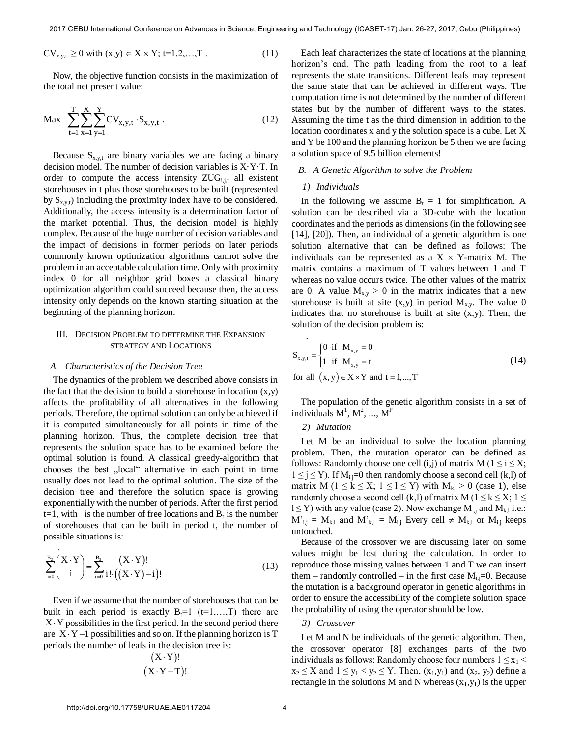$$CV_{x,y,t} \geq 0 \text{ with } (x,y) \in X \times Y;\ t=1,2,\ldots,T\ . \tag{11}$$

Now, the objective function consists in the maximization of the total net present value:

$$\text{Max } \sum_{t=1}^{T}\sum_{x=1}^{X}\sum_{y=1}^{Y} CV_{x,y,t} \cdot S_{x,y,t}\ . \tag{12}$$

Because $S_{x,y,t}$ are binary variables we are facing a binary decision model. The number of decision variables is $X \cdot Y \cdot T$. In order to compute the access intensity $ZUG_{i,j,t}$ all existent storehouses in t plus those storehouses to be built (represented by $S_{x,y,t}$) including the proximity index have to be considered. Additionally, the access intensity is a determination factor of the market potential. Thus, the decision model is highly complex. Because of the huge number of decision variables and the impact of decisions in former periods on later periods commonly known optimization algorithms cannot solve the problem in an acceptable calculation time. Only with proximity index 0 for all neighbor grid boxes a classical binary optimization algorithm could succeed because then, the access intensity only depends on the known starting situation at the beginning of the planning horizon.

## III. Decision Problem to determine the Expansion strategy and Locations

### A. Characteristics of the Decision Tree

The dynamics of the problem we described above consists in the fact that the decision to build a storehouse in location (x,y) affects the profitability of all alternatives in the following periods. Therefore, the optimal solution can only be achieved if it is computed simultaneously for all points in time of the planning horizon. Thus, the complete decision tree that represents the solution space has to be examined before the optimal solution is found. A classical greedy-algorithm that chooses the best „local" alternative in each point in time usually does not lead to the optimal solution. The size of the decision tree and therefore the solution space is growing exponentially with the number of periods. After the first period t=1, with  is the number of free locations and $B_t$ is the number of storehouses that can be built in period t, the number of possible situations is:

$$\sum_{i=0}^{B_2}\binom{X \cdot Y}{i} = \sum_{i=0}^{B_2}\frac{(X \cdot Y)!}{i! \cdot ((X \cdot Y) - i)!} \tag{13}$$

Even if we assume that the number of storehouses that can be built in each period is exactly $B_t$=1 (t=1,…,T) there are $X \cdot Y$ possibilities in the first period. In the second period there are $X \cdot Y - 1$ possibilities and so on. If the planning horizon is T periods the number of leafs in the decision tree is:

$$\frac{(X \cdot Y)!}{(X \cdot Y - T)!}$$

Each leaf characterizes the state of locations at the planning horizon's end. The path leading from the root to a leaf represents the state transitions. Different leafs may represent the same state that can be achieved in different ways. The computation time is not determined by the number of different states but by the number of different ways to the states. Assuming the time t as the third dimension in addition to the location coordinates x and y the solution space is a cube. Let X and Y be 100 and the planning horizon be 5 then we are facing a solution space of 9.5 billion elements!

### B. A Genetic Algorithm to solve the Problem

#### 1) Individuals

In the following we assume $B_t$ = 1 for simplification. A solution can be described via a 3D-cube with the location coordinates and the periods as dimensions (in the following see [14], [20]). Then, an individual of a genetic algorithm is one solution alternative that can be defined as follows: The individuals can be represented as a $X \times Y$-matrix M. The matrix contains a maximum of T values between 1 and T whereas no value occurs twice. The other values of the matrix are 0. A value $M_{x,y} > 0$ in the matrix indicates that a new storehouse is built at site (x,y) in period $M_{x,y}$. The value 0 indicates that no storehouse is built at site (x,y). Then, the solution of the decision problem is:

$$S_{x,y,t} = \begin{cases} 0 & \text{if } M_{x,y} = 0 \\ 1 & \text{if } M_{x,y} = t \end{cases} \tag{14}$$
$$\text{for all } (x,y) \in X \times Y \text{ and } t = 1,\ldots,T$$

The population of the genetic algorithm consists in a set of individuals $M^1, M^2, \ldots, M^P$

#### 2) Mutation

Let M be an individual to solve the location planning problem. Then, the mutation operator can be defined as follows: Randomly choose one cell (i,j) of matrix M ($1 \leq i \leq X$; $1 \leq j \leq Y$). If $M_{i,j}$=0 then randomly choose a second cell (k,l) of matrix M ($1 \leq k \leq X$; $1 \leq l \leq Y$) with $M_{k,l} > 0$ (case 1), else randomly choose a second cell (k,l) of matrix M ($1 \leq k \leq X$; $1 \leq l \leq Y$) with any value (case 2). Now exchange $M_{i,j}$ and $M_{k,l}$ i.e.: $M'_{i,j} = M_{k,l}$ and $M'_{k,l} = M_{i,j}$ Every cell $\neq M_{k,l}$ or $M_{i,j}$ keeps untouched.

Because of the crossover we are discussing later on some values might be lost during the calculation. In order to reproduce those missing values between 1 and T we can insert them – randomly controlled – in the first case $M_{i,j}$=0. Because the mutation is a background operator in genetic algorithms in order to ensure the accessibility of the complete solution space the probability of using the operator should be low.

#### 3) Crossover

Let M and N be individuals of the genetic algorithm. Then, the crossover operator [8] exchanges parts of the two individuals as follows: Randomly choose four numbers $1 \leq x_1 < x_2 \leq X$ and $1 \leq y_1 < y_2 \leq Y$. Then, $(x_1,y_1)$ and $(x_2, y_2)$ define a rectangle in the solutions M and N whereas $(x_1,y_1)$ is the upper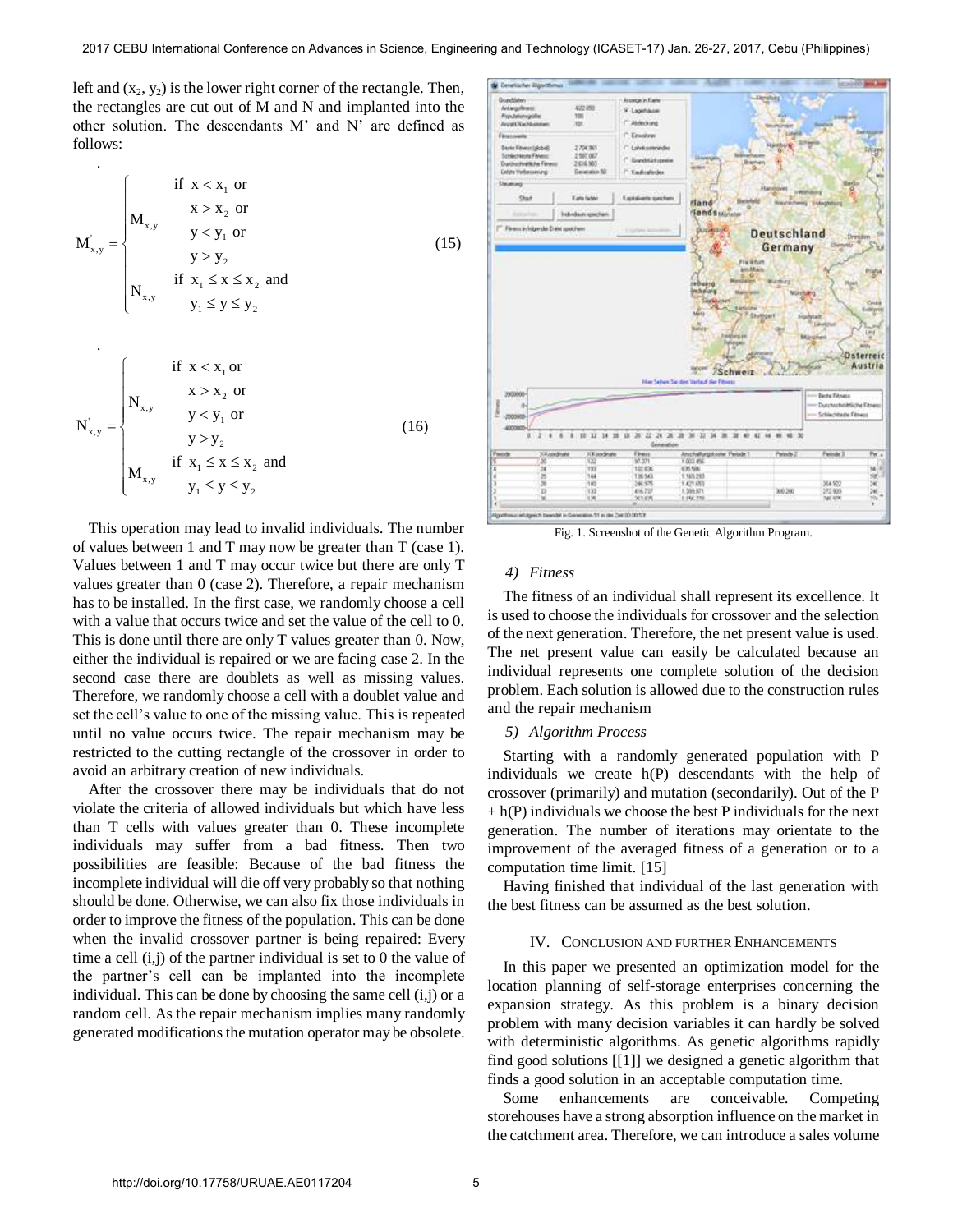left and $(x_2, y_2)$ is the lower right corner of the rectangle. Then, the rectangles are cut out of M and N and implanted into the other solution. The descendants M' and N' are defined as follows:

$$M'_{x,y} = \begin{cases} M_{x,y} & \text{if } x < x_1 \text{ or } x > x_2 \text{ or } y < y_1 \text{ or } y > y_2 \\ N_{x,y} & \text{if } x_1 \leq x \leq x_2 \text{ and } y_1 \leq y \leq y_2 \end{cases} \tag{15}$$

$$N'_{x,y} = \begin{cases} N_{x,y} & \text{if } x < x_1 \text{ or } x > x_2 \text{ or } y < y_1 \text{ or } y > y_2 \\ M_{x,y} & \text{if } x_1 \leq x \leq x_2 \text{ and } y_1 \leq y \leq y_2 \end{cases} \tag{16}$$

This operation may lead to invalid individuals. The number of values between 1 and T may now be greater than T (case 1). Values between 1 and T may occur twice but there are only T values greater than 0 (case 2). Therefore, a repair mechanism has to be installed. In the first case, we randomly choose a cell with a value that occurs twice and set the value of the cell to 0. This is done until there are only T values greater than 0. Now, either the individual is repaired or we are facing case 2. In the second case there are doublets as well as missing values. Therefore, we randomly choose a cell with a doublet value and set the cell's value to one of the missing value. This is repeated until no value occurs twice. The repair mechanism may be restricted to the cutting rectangle of the crossover in order to avoid an arbitrary creation of new individuals.

After the crossover there may be individuals that do not violate the criteria of allowed individuals but which have less than T cells with values greater than 0. These incomplete individuals may suffer from a bad fitness. Then two possibilities are feasible: Because of the bad fitness the incomplete individual will die off very probably so that nothing should be done. Otherwise, we can also fix those individuals in order to improve the fitness of the population. This can be done when the invalid crossover partner is being repaired: Every time a cell (i,j) of the partner individual is set to 0 the value of the partner's cell can be implanted into the incomplete individual. This can be done by choosing the same cell (i,j) or a random cell. As the repair mechanism implies many randomly generated modifications the mutation operator may be obsolete.

Fig. 1. Screenshot of the Genetic Algorithm Program.

### 4) Fitness

The fitness of an individual shall represent its excellence. It is used to choose the individuals for crossover and the selection of the next generation. Therefore, the net present value is used. The net present value can easily be calculated because an individual represents one complete solution of the decision problem. Each solution is allowed due to the construction rules and the repair mechanism

### 5) Algorithm Process

Starting with a randomly generated population with P individuals we create h(P) descendants with the help of crossover (primarily) and mutation (secondarily). Out of the P + h(P) individuals we choose the best P individuals for the next generation. The number of iterations may orientate to the improvement of the averaged fitness of a generation or to a computation time limit. [15]

Having finished that individual of the last generation with the best fitness can be assumed as the best solution.

## IV. Conclusion and Further Enhancements

In this paper we presented an optimization model for the location planning of self-storage enterprises concerning the expansion strategy. As this problem is a binary decision problem with many decision variables it can hardly be solved with deterministic algorithms. As genetic algorithms rapidly find good solutions [[1]] we designed a genetic algorithm that finds a good solution in an acceptable computation time.

Some enhancements are conceivable. Competing storehouses have a strong absorption influence on the market in the catchment area. Therefore, we can introduce a sales volume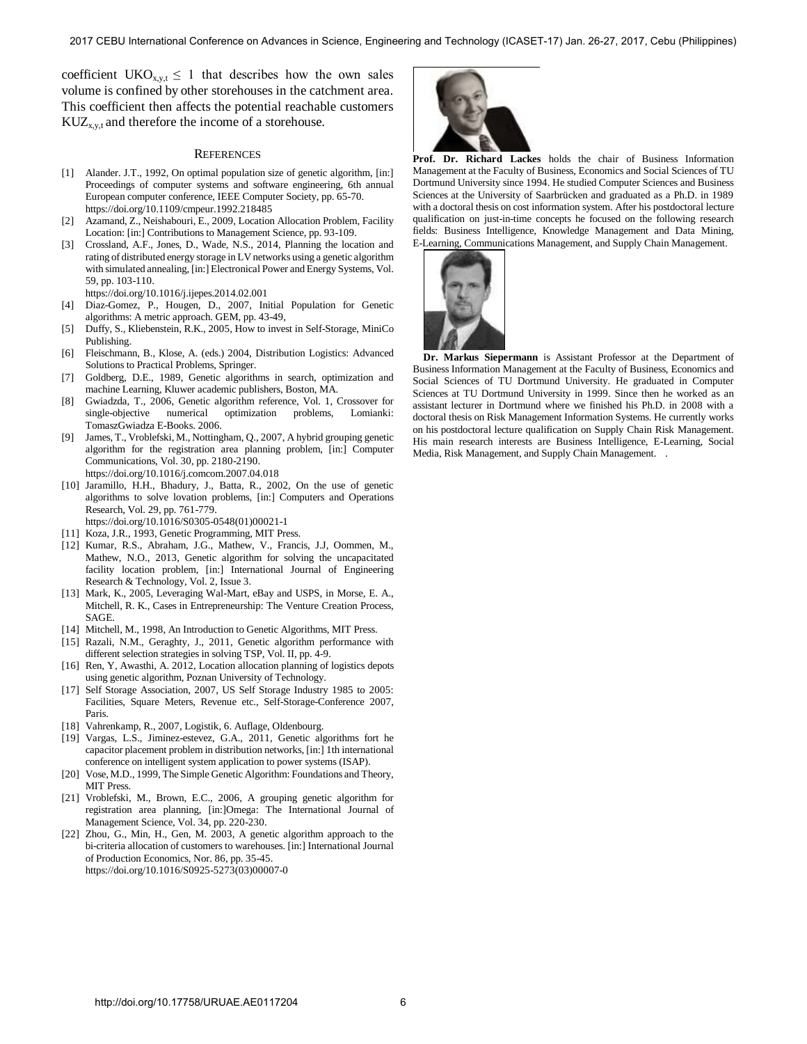coefficient $UKO_{x,y,t} \leq 1$ that describes how the own sales volume is confined by other storehouses in the catchment area. This coefficient then affects the potential reachable customers $KUZ_{x,y,t}$ and therefore the income of a storehouse.

## References

[1] Alander. J.T., 1992, On optimal population size of genetic algorithm, [in:] Proceedings of computer systems and software engineering, 6th annual European computer conference, IEEE Computer Society, pp. 65-70. https://doi.org/10.1109/cmpeur.1992.218485

[2] Azamand, Z., Neishabouri, E., 2009, Location Allocation Problem, Facility Location: [in:] Contributions to Management Science, pp. 93-109.

[3] Crossland, A.F., Jones, D., Wade, N.S., 2014, Planning the location and rating of distributed energy storage in LV networks using a genetic algorithm with simulated annealing, [in:] Electronical Power and Energy Systems, Vol. 59, pp. 103-110. https://doi.org/10.1016/j.ijepes.2014.02.001

[4] Diaz-Gomez, P., Hougen, D., 2007, Initial Population for Genetic algorithms: A metric approach. GEM, pp. 43-49,

[5] Duffy, S., Kliebenstein, R.K., 2005, How to invest in Self-Storage, MiniCo Publishing.

[6] Fleischmann, B., Klose, A. (eds.) 2004, Distribution Logistics: Advanced Solutions to Practical Problems, Springer.

[7] Goldberg, D.E., 1989, Genetic algorithms in search, optimization and machine Learning, Kluwer academic publishers, Boston, MA.

[8] Gwiadzda, T., 2006, Genetic algorithm reference, Vol. 1, Crossover for single-objective numerical optimization problems, Lomianki: TomaszGwiadza E-Books. 2006.

[9] James, T., Vroblefski, M., Nottingham, Q., 2007, A hybrid grouping genetic algorithm for the registration area planning problem, [in:] Computer Communications, Vol. 30, pp. 2180-2190. https://doi.org/10.1016/j.comcom.2007.04.018

[10] Jaramillo, H.H., Bhadury, J., Batta, R., 2002, On the use of genetic algorithms to solve lovation problems, [in:] Computers and Operations Research, Vol. 29, pp. 761-779. https://doi.org/10.1016/S0305-0548(01)00021-1

[11] Koza, J.R., 1993, Genetic Programming, MIT Press.

[12] Kumar, R.S., Abraham, J.G., Mathew, V., Francis, J.J, Oommen, M., Mathew, N.O., 2013, Genetic algorithm for solving the uncapacitated facility location problem, [in:] International Journal of Engineering Research & Technology, Vol. 2, Issue 3.

[13] Mark, K., 2005, Leveraging Wal-Mart, eBay and USPS, in Morse, E. A., Mitchell, R. K., Cases in Entrepreneurship: The Venture Creation Process, SAGE.

[14] Mitchell, M., 1998, An Introduction to Genetic Algorithms, MIT Press.

[15] Razali, N.M., Geraghty, J., 2011, Genetic algorithm performance with different selection strategies in solving TSP, Vol. II, pp. 4-9.

[16] Ren, Y, Awasthi, A. 2012, Location allocation planning of logistics depots using genetic algorithm, Poznan University of Technology.

[17] Self Storage Association, 2007, US Self Storage Industry 1985 to 2005: Facilities, Square Meters, Revenue etc., Self-Storage-Conference 2007, Paris.

[18] Vahrenkamp, R., 2007, Logistik, 6. Auflage, Oldenbourg.

[19] Vargas, L.S., Jiminez-estevez, G.A., 2011, Genetic algorithms fort he capacitor placement problem in distribution networks, [in:] 1th international conference on intelligent system application to power systems (ISAP).

[20] Vose, M.D., 1999, The Simple Genetic Algorithm: Foundations and Theory, MIT Press.

[21] Vroblefski, M., Brown, E.C., 2006, A grouping genetic algorithm for registration area planning, [in:]Omega: The International Journal of Management Science, Vol. 34, pp. 220-230.

[22] Zhou, G., Min, H., Gen, M. 2003, A genetic algorithm approach to the bi-criteria allocation of customers to warehouses. [in:] International Journal of Production Economics, Nor. 86, pp. 35-45. https://doi.org/10.1016/S0925-5273(03)00007-0

**Prof. Dr. Richard Lackes** holds the chair of Business Information Management at the Faculty of Business, Economics and Social Sciences of TU Dortmund University since 1994. He studied Computer Sciences and Business Sciences at the University of Saarbrücken and graduated as a Ph.D. in 1989 with a doctoral thesis on cost information system. After his postdoctoral lecture qualification on just-in-time concepts he focused on the following research fields: Business Intelligence, Knowledge Management and Data Mining, E-Learning, Communications Management, and Supply Chain Management.

**Dr. Markus Siepermann** is Assistant Professor at the Department of Business Information Management at the Faculty of Business, Economics and Social Sciences of TU Dortmund University. He graduated in Computer Sciences at TU Dortmund University in 1999. Since then he worked as an assistant lecturer in Dortmund where we finished his Ph.D. in 2008 with a doctoral thesis on Risk Management Information Systems. He currently works on his postdoctoral lecture qualification on Supply Chain Risk Management. His main research interests are Business Intelligence, E-Learning, Social Media, Risk Management, and Supply Chain Management. .